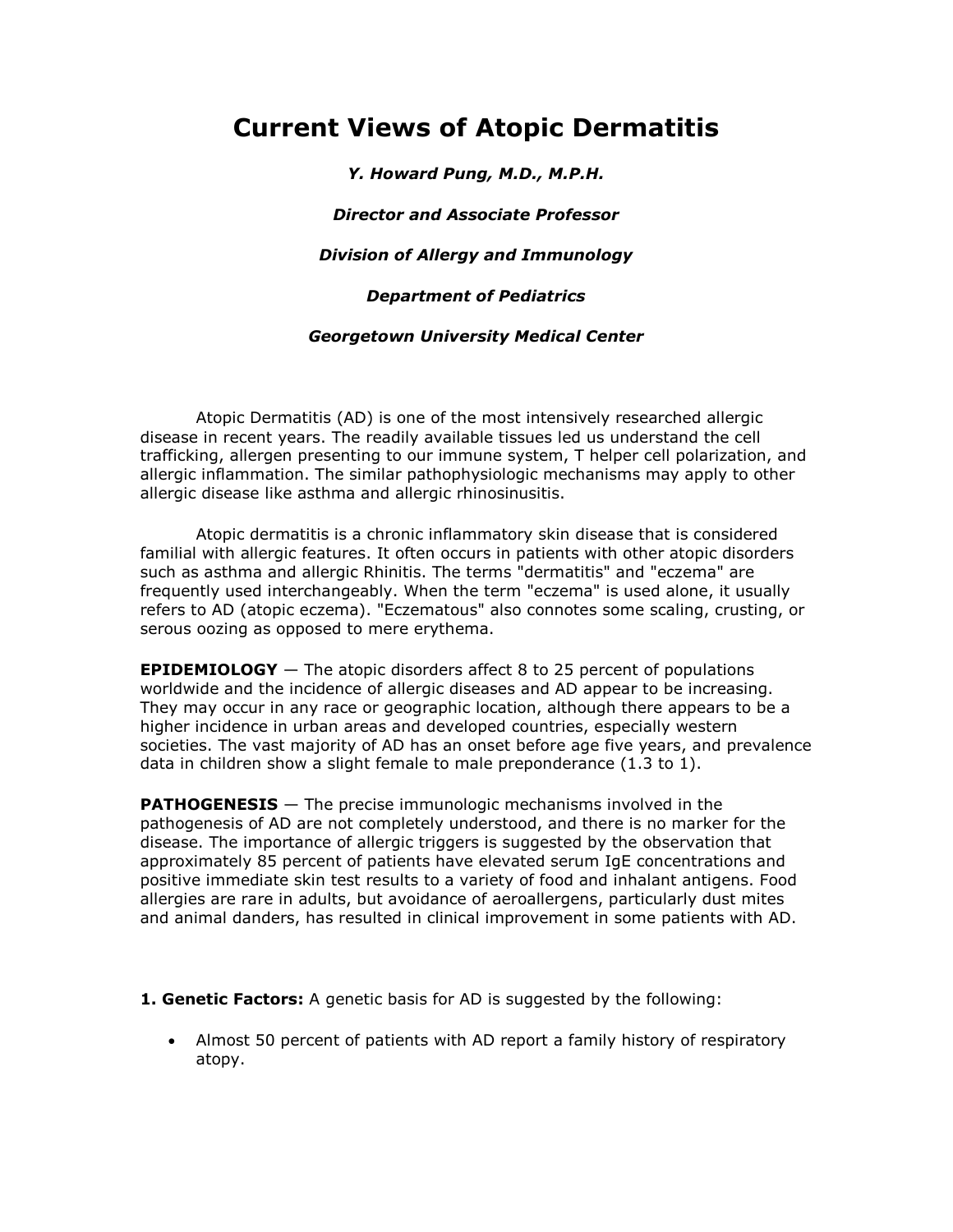# Current Views of Atopic Dermatitis

***Y. Howard Pung, M.D., M.P.H.***

***Director and Associate Professor***

***Division of Allergy and Immunology***

***Department of Pediatrics***

***Georgetown University Medical Center***

Atopic Dermatitis (AD) is one of the most intensively researched allergic disease in recent years. The readily available tissues led us understand the cell trafficking, allergen presenting to our immune system, T helper cell polarization, and allergic inflammation. The similar pathophysiologic mechanisms may apply to other allergic disease like asthma and allergic rhinosinusitis.

Atopic dermatitis is a chronic inflammatory skin disease that is considered familial with allergic features. It often occurs in patients with other atopic disorders such as asthma and allergic Rhinitis. The terms "dermatitis" and "eczema" are frequently used interchangeably. When the term "eczema" is used alone, it usually refers to AD (atopic eczema). "Eczematous" also connotes some scaling, crusting, or serous oozing as opposed to mere erythema.

**EPIDEMIOLOGY** — The atopic disorders affect 8 to 25 percent of populations worldwide and the incidence of allergic diseases and AD appear to be increasing. They may occur in any race or geographic location, although there appears to be a higher incidence in urban areas and developed countries, especially western societies. The vast majority of AD has an onset before age five years, and prevalence data in children show a slight female to male preponderance (1.3 to 1).

**PATHOGENESIS** — The precise immunologic mechanisms involved in the pathogenesis of AD are not completely understood, and there is no marker for the disease. The importance of allergic triggers is suggested by the observation that approximately 85 percent of patients have elevated serum IgE concentrations and positive immediate skin test results to a variety of food and inhalant antigens. Food allergies are rare in adults, but avoidance of aeroallergens, particularly dust mites and animal danders, has resulted in clinical improvement in some patients with AD.

**1. Genetic Factors:** A genetic basis for AD is suggested by the following:

- Almost 50 percent of patients with AD report a family history of respiratory atopy.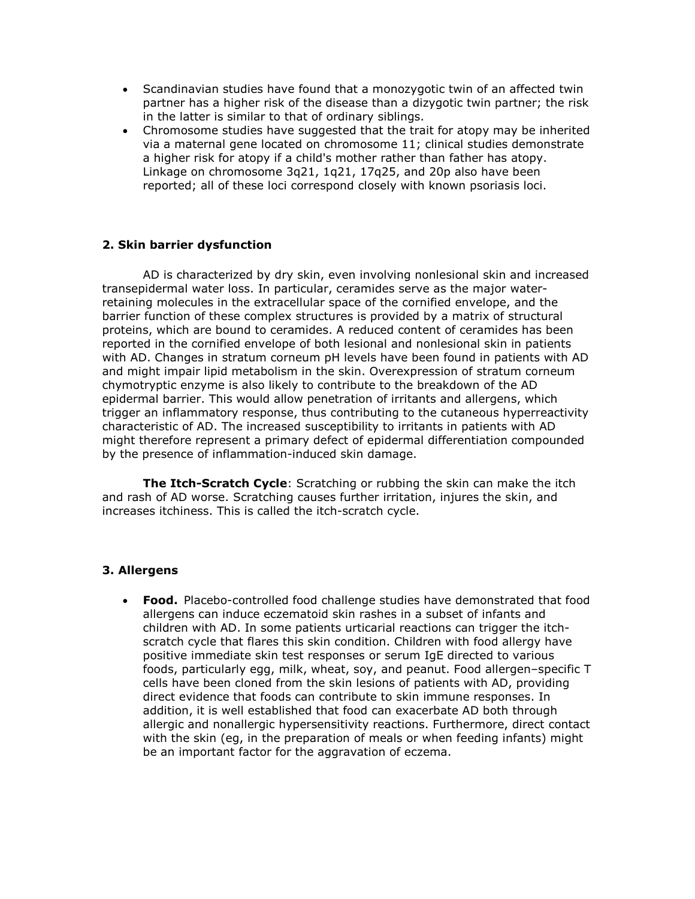- Scandinavian studies have found that a monozygotic twin of an affected twin partner has a higher risk of the disease than a dizygotic twin partner; the risk in the latter is similar to that of ordinary siblings.
- Chromosome studies have suggested that the trait for atopy may be inherited via a maternal gene located on chromosome 11; clinical studies demonstrate a higher risk for atopy if a child's mother rather than father has atopy. Linkage on chromosome 3q21, 1q21, 17q25, and 20p also have been reported; all of these loci correspond closely with known psoriasis loci.

### 2. Skin barrier dysfunction

AD is characterized by dry skin, even involving nonlesional skin and increased transepidermal water loss. In particular, ceramides serve as the major water-retaining molecules in the extracellular space of the cornified envelope, and the barrier function of these complex structures is provided by a matrix of structural proteins, which are bound to ceramides. A reduced content of ceramides has been reported in the cornified envelope of both lesional and nonlesional skin in patients with AD. Changes in stratum corneum pH levels have been found in patients with AD and might impair lipid metabolism in the skin. Overexpression of stratum corneum chymotryptic enzyme is also likely to contribute to the breakdown of the AD epidermal barrier. This would allow penetration of irritants and allergens, which trigger an inflammatory response, thus contributing to the cutaneous hyperreactivity characteristic of AD. The increased susceptibility to irritants in patients with AD might therefore represent a primary defect of epidermal differentiation compounded by the presence of inflammation-induced skin damage.

**The Itch-Scratch Cycle**: Scratching or rubbing the skin can make the itch and rash of AD worse. Scratching causes further irritation, injures the skin, and increases itchiness. This is called the itch-scratch cycle.

### 3. Allergens

- **Food.** Placebo-controlled food challenge studies have demonstrated that food allergens can induce eczematoid skin rashes in a subset of infants and children with AD. In some patients urticarial reactions can trigger the itch-scratch cycle that flares this skin condition. Children with food allergy have positive immediate skin test responses or serum IgE directed to various foods, particularly egg, milk, wheat, soy, and peanut. Food allergen–specific T cells have been cloned from the skin lesions of patients with AD, providing direct evidence that foods can contribute to skin immune responses. In addition, it is well established that food can exacerbate AD both through allergic and nonallergic hypersensitivity reactions. Furthermore, direct contact with the skin (eg, in the preparation of meals or when feeding infants) might be an important factor for the aggravation of eczema.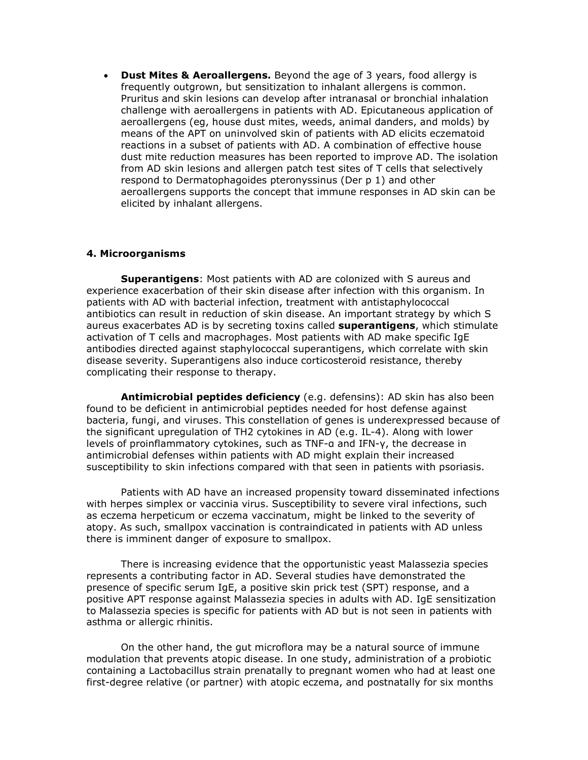- **Dust Mites & Aeroallergens.** Beyond the age of 3 years, food allergy is frequently outgrown, but sensitization to inhalant allergens is common. Pruritus and skin lesions can develop after intranasal or bronchial inhalation challenge with aeroallergens in patients with AD. Epicutaneous application of aeroallergens (eg, house dust mites, weeds, animal danders, and molds) by means of the APT on uninvolved skin of patients with AD elicits eczematoid reactions in a subset of patients with AD. A combination of effective house dust mite reduction measures has been reported to improve AD. The isolation from AD skin lesions and allergen patch test sites of T cells that selectively respond to Dermatophagoides pteronyssinus (Der p 1) and other aeroallergens supports the concept that immune responses in AD skin can be elicited by inhalant allergens.

#### 4. Microorganisms

**Superantigens**: Most patients with AD are colonized with S aureus and experience exacerbation of their skin disease after infection with this organism. In patients with AD with bacterial infection, treatment with antistaphylococcal antibiotics can result in reduction of skin disease. An important strategy by which S aureus exacerbates AD is by secreting toxins called **superantigens**, which stimulate activation of T cells and macrophages. Most patients with AD make specific IgE antibodies directed against staphylococcal superantigens, which correlate with skin disease severity. Superantigens also induce corticosteroid resistance, thereby complicating their response to therapy.

**Antimicrobial peptides deficiency** (e.g. defensins): AD skin has also been found to be deficient in antimicrobial peptides needed for host defense against bacteria, fungi, and viruses. This constellation of genes is underexpressed because of the significant upregulation of TH2 cytokines in AD (e.g. IL-4). Along with lower levels of proinflammatory cytokines, such as TNF-α and IFN-γ, the decrease in antimicrobial defenses within patients with AD might explain their increased susceptibility to skin infections compared with that seen in patients with psoriasis.

Patients with AD have an increased propensity toward disseminated infections with herpes simplex or vaccinia virus. Susceptibility to severe viral infections, such as eczema herpeticum or eczema vaccinatum, might be linked to the severity of atopy. As such, smallpox vaccination is contraindicated in patients with AD unless there is imminent danger of exposure to smallpox.

There is increasing evidence that the opportunistic yeast Malassezia species represents a contributing factor in AD. Several studies have demonstrated the presence of specific serum IgE, a positive skin prick test (SPT) response, and a positive APT response against Malassezia species in adults with AD. IgE sensitization to Malassezia species is specific for patients with AD but is not seen in patients with asthma or allergic rhinitis.

On the other hand, the gut microflora may be a natural source of immune modulation that prevents atopic disease. In one study, administration of a probiotic containing a Lactobacillus strain prenatally to pregnant women who had at least one first-degree relative (or partner) with atopic eczema, and postnatally for six months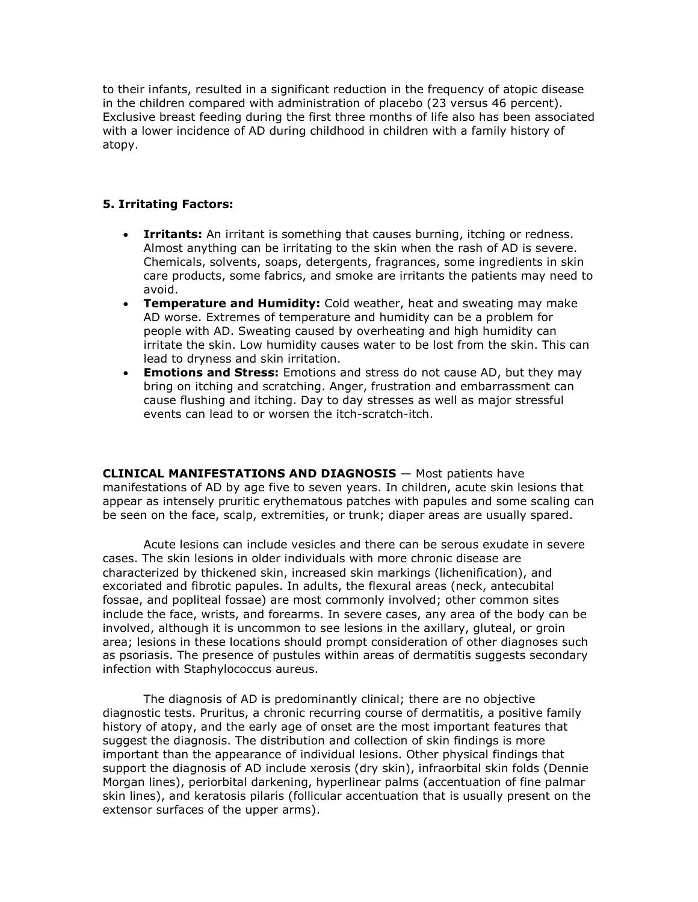to their infants, resulted in a significant reduction in the frequency of atopic disease in the children compared with administration of placebo (23 versus 46 percent). Exclusive breast feeding during the first three months of life also has been associated with a lower incidence of AD during childhood in children with a family history of atopy.

**5. Irritating Factors:**

- **Irritants:** An irritant is something that causes burning, itching or redness. Almost anything can be irritating to the skin when the rash of AD is severe. Chemicals, solvents, soaps, detergents, fragrances, some ingredients in skin care products, some fabrics, and smoke are irritants the patients may need to avoid.
- **Temperature and Humidity:** Cold weather, heat and sweating may make AD worse. Extremes of temperature and humidity can be a problem for people with AD. Sweating caused by overheating and high humidity can irritate the skin. Low humidity causes water to be lost from the skin. This can lead to dryness and skin irritation.
- **Emotions and Stress:** Emotions and stress do not cause AD, but they may bring on itching and scratching. Anger, frustration and embarrassment can cause flushing and itching. Day to day stresses as well as major stressful events can lead to or worsen the itch-scratch-itch.

**CLINICAL MANIFESTATIONS AND DIAGNOSIS** — Most patients have manifestations of AD by age five to seven years. In children, acute skin lesions that appear as intensely pruritic erythematous patches with papules and some scaling can be seen on the face, scalp, extremities, or trunk; diaper areas are usually spared.

Acute lesions can include vesicles and there can be serous exudate in severe cases. The skin lesions in older individuals with more chronic disease are characterized by thickened skin, increased skin markings (lichenification), and excoriated and fibrotic papules. In adults, the flexural areas (neck, antecubital fossae, and popliteal fossae) are most commonly involved; other common sites include the face, wrists, and forearms. In severe cases, any area of the body can be involved, although it is uncommon to see lesions in the axillary, gluteal, or groin area; lesions in these locations should prompt consideration of other diagnoses such as psoriasis. The presence of pustules within areas of dermatitis suggests secondary infection with Staphylococcus aureus.

The diagnosis of AD is predominantly clinical; there are no objective diagnostic tests. Pruritus, a chronic recurring course of dermatitis, a positive family history of atopy, and the early age of onset are the most important features that suggest the diagnosis. The distribution and collection of skin findings is more important than the appearance of individual lesions. Other physical findings that support the diagnosis of AD include xerosis (dry skin), infraorbital skin folds (Dennie Morgan lines), periorbital darkening, hyperlinear palms (accentuation of fine palmar skin lines), and keratosis pilaris (follicular accentuation that is usually present on the extensor surfaces of the upper arms).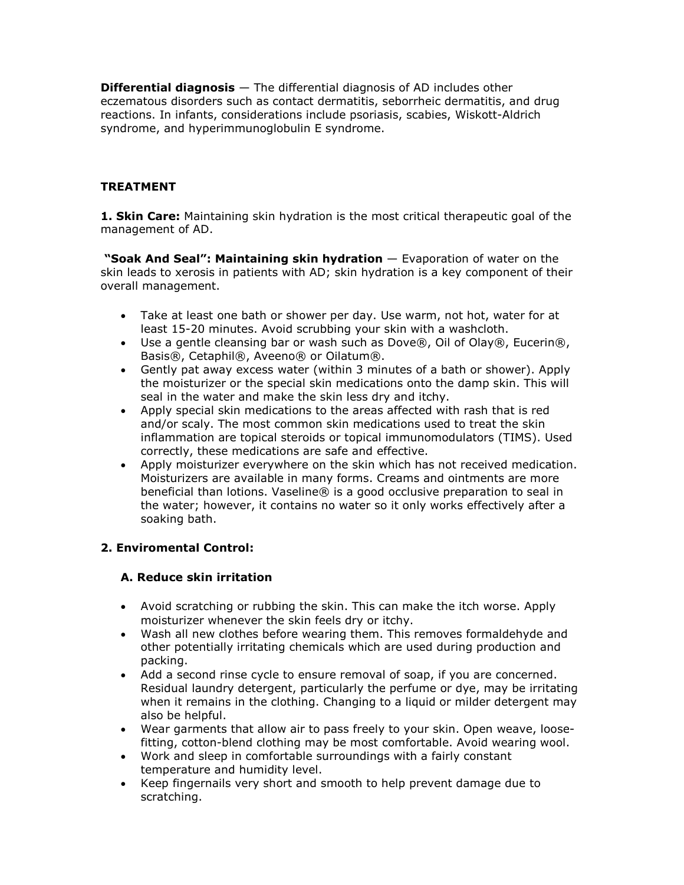**Differential diagnosis** — The differential diagnosis of AD includes other eczematous disorders such as contact dermatitis, seborrheic dermatitis, and drug reactions. In infants, considerations include psoriasis, scabies, Wiskott-Aldrich syndrome, and hyperimmunoglobulin E syndrome.

## TREATMENT

**1. Skin Care:** Maintaining skin hydration is the most critical therapeutic goal of the management of AD.

**"Soak And Seal": Maintaining skin hydration** — Evaporation of water on the skin leads to xerosis in patients with AD; skin hydration is a key component of their overall management.

- Take at least one bath or shower per day. Use warm, not hot, water for at least 15-20 minutes. Avoid scrubbing your skin with a washcloth.
- Use a gentle cleansing bar or wash such as Dove®, Oil of Olay®, Eucerin®, Basis®, Cetaphil®, Aveeno® or Oilatum®.
- Gently pat away excess water (within 3 minutes of a bath or shower). Apply the moisturizer or the special skin medications onto the damp skin. This will seal in the water and make the skin less dry and itchy.
- Apply special skin medications to the areas affected with rash that is red and/or scaly. The most common skin medications used to treat the skin inflammation are topical steroids or topical immunomodulators (TIMS). Used correctly, these medications are safe and effective.
- Apply moisturizer everywhere on the skin which has not received medication. Moisturizers are available in many forms. Creams and ointments are more beneficial than lotions. Vaseline® is a good occlusive preparation to seal in the water; however, it contains no water so it only works effectively after a soaking bath.

**2. Enviromental Control:**

**A. Reduce skin irritation**

- Avoid scratching or rubbing the skin. This can make the itch worse. Apply moisturizer whenever the skin feels dry or itchy.
- Wash all new clothes before wearing them. This removes formaldehyde and other potentially irritating chemicals which are used during production and packing.
- Add a second rinse cycle to ensure removal of soap, if you are concerned. Residual laundry detergent, particularly the perfume or dye, may be irritating when it remains in the clothing. Changing to a liquid or milder detergent may also be helpful.
- Wear garments that allow air to pass freely to your skin. Open weave, loose-fitting, cotton-blend clothing may be most comfortable. Avoid wearing wool.
- Work and sleep in comfortable surroundings with a fairly constant temperature and humidity level.
- Keep fingernails very short and smooth to help prevent damage due to scratching.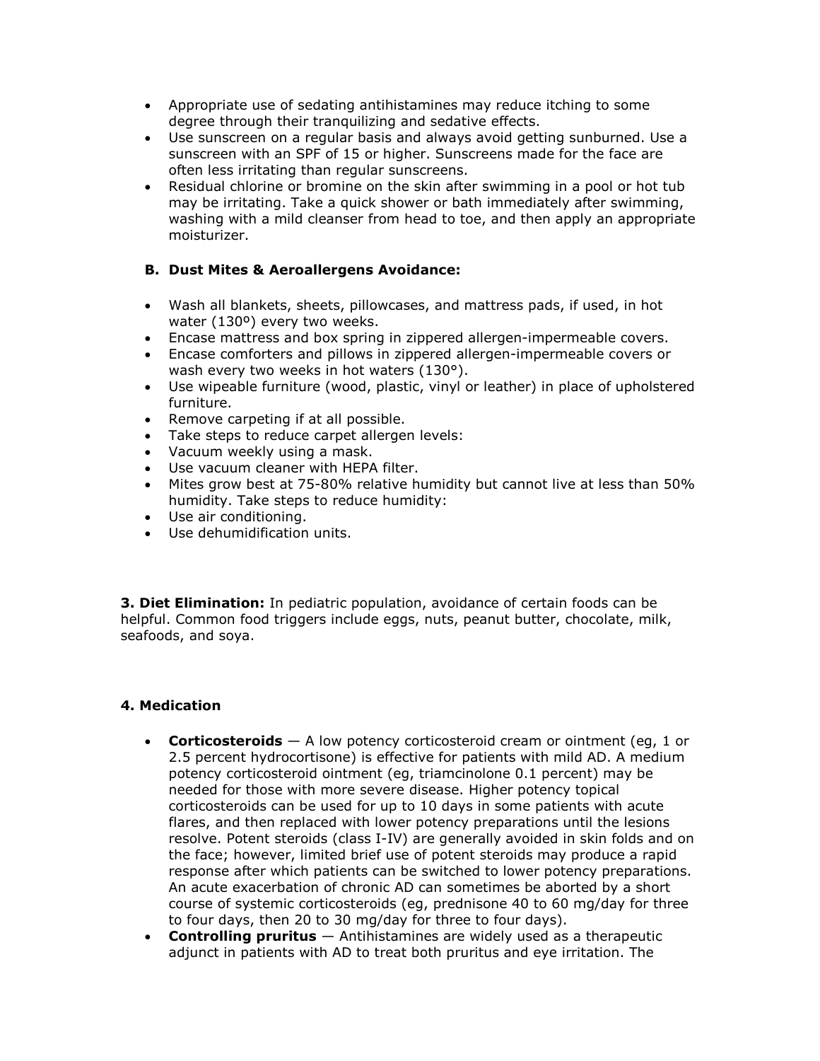- Appropriate use of sedating antihistamines may reduce itching to some degree through their tranquilizing and sedative effects.
- Use sunscreen on a regular basis and always avoid getting sunburned. Use a sunscreen with an SPF of 15 or higher. Sunscreens made for the face are often less irritating than regular sunscreens.
- Residual chlorine or bromine on the skin after swimming in a pool or hot tub may be irritating. Take a quick shower or bath immediately after swimming, washing with a mild cleanser from head to toe, and then apply an appropriate moisturizer.

### B. Dust Mites & Aeroallergens Avoidance:

- Wash all blankets, sheets, pillowcases, and mattress pads, if used, in hot water (130º) every two weeks.
- Encase mattress and box spring in zippered allergen-impermeable covers.
- Encase comforters and pillows in zippered allergen-impermeable covers or wash every two weeks in hot waters (130°).
- Use wipeable furniture (wood, plastic, vinyl or leather) in place of upholstered furniture.
- Remove carpeting if at all possible.
- Take steps to reduce carpet allergen levels:
- Vacuum weekly using a mask.
- Use vacuum cleaner with HEPA filter.
- Mites grow best at 75-80% relative humidity but cannot live at less than 50% humidity. Take steps to reduce humidity:
- Use air conditioning.
- Use dehumidification units.

**3. Diet Elimination:** In pediatric population, avoidance of certain foods can be helpful. Common food triggers include eggs, nuts, peanut butter, chocolate, milk, seafoods, and soya.

### 4. Medication

- **Corticosteroids** — A low potency corticosteroid cream or ointment (eg, 1 or 2.5 percent hydrocortisone) is effective for patients with mild AD. A medium potency corticosteroid ointment (eg, triamcinolone 0.1 percent) may be needed for those with more severe disease. Higher potency topical corticosteroids can be used for up to 10 days in some patients with acute flares, and then replaced with lower potency preparations until the lesions resolve. Potent steroids (class I-IV) are generally avoided in skin folds and on the face; however, limited brief use of potent steroids may produce a rapid response after which patients can be switched to lower potency preparations. An acute exacerbation of chronic AD can sometimes be aborted by a short course of systemic corticosteroids (eg, prednisone 40 to 60 mg/day for three to four days, then 20 to 30 mg/day for three to four days).
- **Controlling pruritus** — Antihistamines are widely used as a therapeutic adjunct in patients with AD to treat both pruritus and eye irritation. The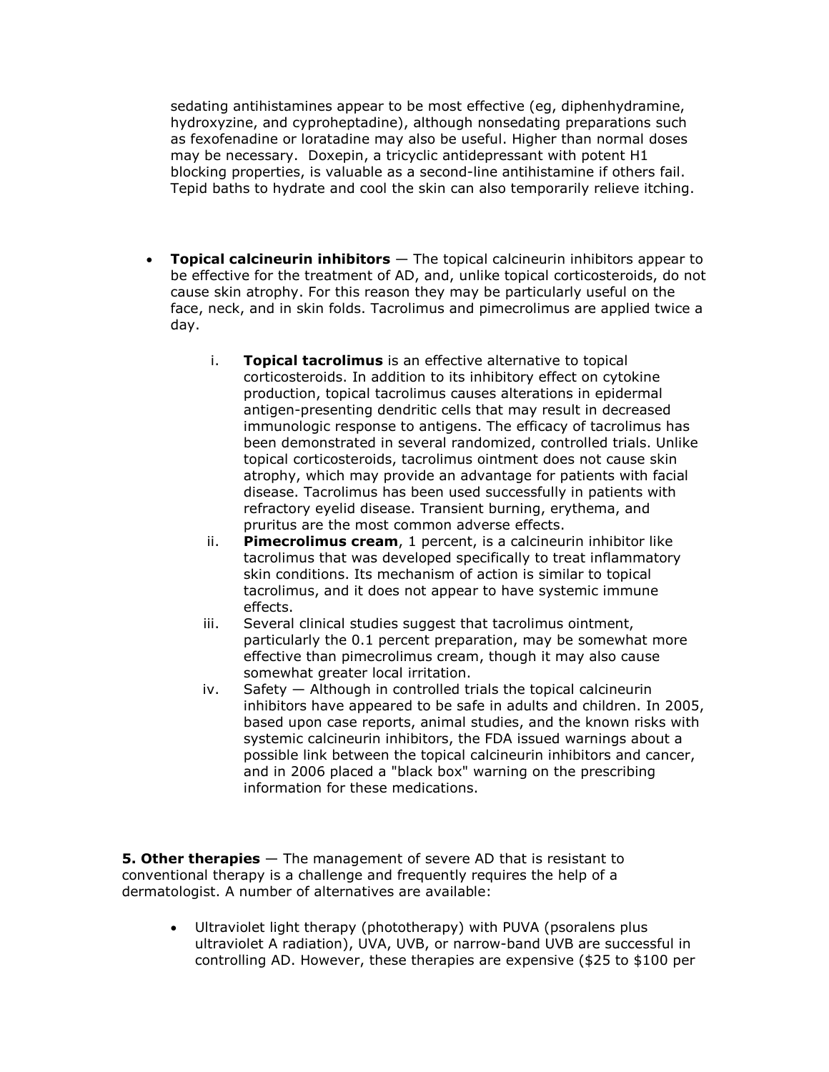sedating antihistamines appear to be most effective (eg, diphenhydramine, hydroxyzine, and cyproheptadine), although nonsedating preparations such as fexofenadine or loratadine may also be useful. Higher than normal doses may be necessary. Doxepin, a tricyclic antidepressant with potent H1 blocking properties, is valuable as a second-line antihistamine if others fail. Tepid baths to hydrate and cool the skin can also temporarily relieve itching.

- **Topical calcineurin inhibitors** — The topical calcineurin inhibitors appear to be effective for the treatment of AD, and, unlike topical corticosteroids, do not cause skin atrophy. For this reason they may be particularly useful on the face, neck, and in skin folds. Tacrolimus and pimecrolimus are applied twice a day.

    i. **Topical tacrolimus** is an effective alternative to topical corticosteroids. In addition to its inhibitory effect on cytokine production, topical tacrolimus causes alterations in epidermal antigen-presenting dendritic cells that may result in decreased immunologic response to antigens. The efficacy of tacrolimus has been demonstrated in several randomized, controlled trials. Unlike topical corticosteroids, tacrolimus ointment does not cause skin atrophy, which may provide an advantage for patients with facial disease. Tacrolimus has been used successfully in patients with refractory eyelid disease. Transient burning, erythema, and pruritus are the most common adverse effects.

    ii. **Pimecrolimus cream**, 1 percent, is a calcineurin inhibitor like tacrolimus that was developed specifically to treat inflammatory skin conditions. Its mechanism of action is similar to topical tacrolimus, and it does not appear to have systemic immune effects.

    iii. Several clinical studies suggest that tacrolimus ointment, particularly the 0.1 percent preparation, may be somewhat more effective than pimecrolimus cream, though it may also cause somewhat greater local irritation.

    iv. Safety — Although in controlled trials the topical calcineurin inhibitors have appeared to be safe in adults and children. In 2005, based upon case reports, animal studies, and the known risks with systemic calcineurin inhibitors, the FDA issued warnings about a possible link between the topical calcineurin inhibitors and cancer, and in 2006 placed a "black box" warning on the prescribing information for these medications.

**5. Other therapies** — The management of severe AD that is resistant to conventional therapy is a challenge and frequently requires the help of a dermatologist. A number of alternatives are available:

- Ultraviolet light therapy (phototherapy) with PUVA (psoralens plus ultraviolet A radiation), UVA, UVB, or narrow-band UVB are successful in controlling AD. However, these therapies are expensive ($25 to $100 per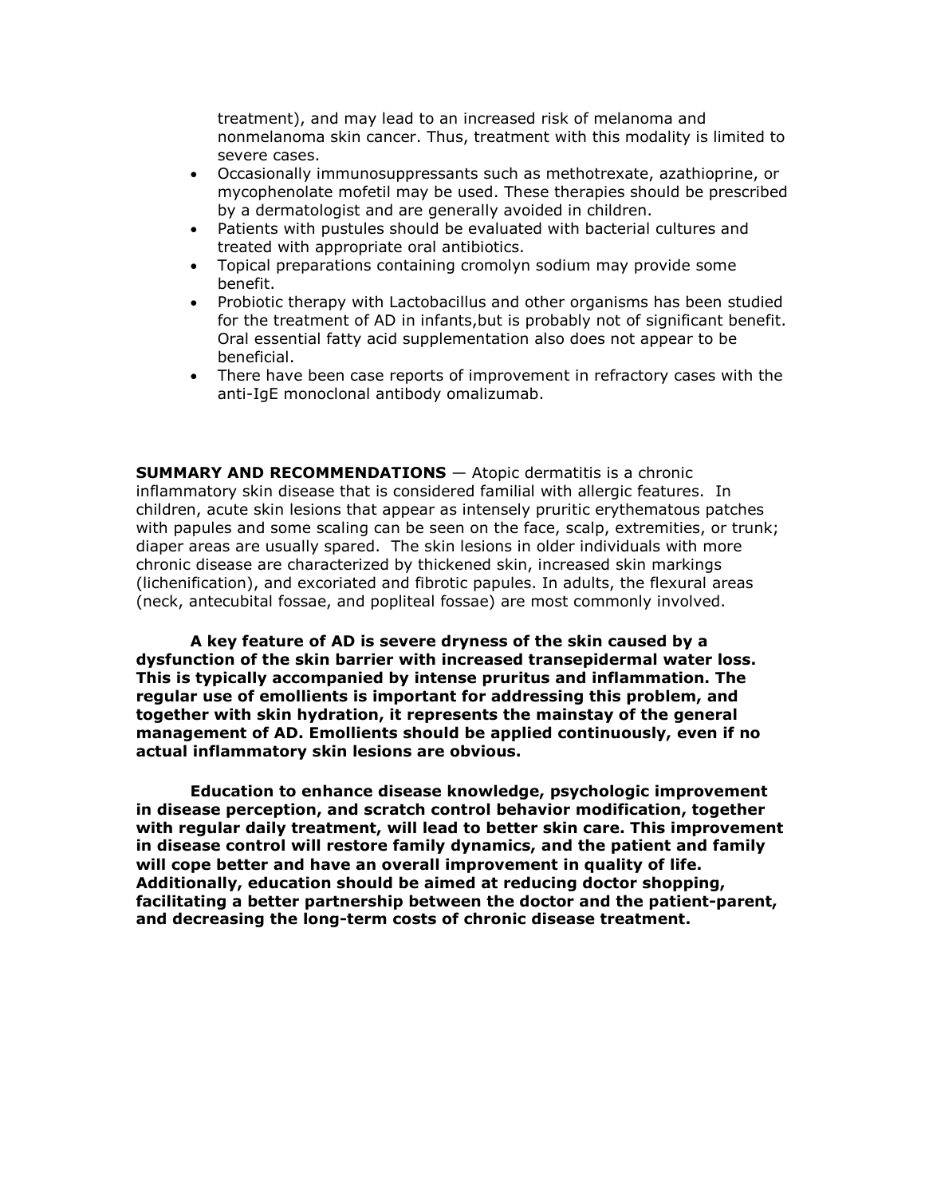treatment), and may lead to an increased risk of melanoma and nonmelanoma skin cancer. Thus, treatment with this modality is limited to severe cases.

- Occasionally immunosuppressants such as methotrexate, azathioprine, or mycophenolate mofetil may be used. These therapies should be prescribed by a dermatologist and are generally avoided in children.
- Patients with pustules should be evaluated with bacterial cultures and treated with appropriate oral antibiotics.
- Topical preparations containing cromolyn sodium may provide some benefit.
- Probiotic therapy with Lactobacillus and other organisms has been studied for the treatment of AD in infants,but is probably not of significant benefit. Oral essential fatty acid supplementation also does not appear to be beneficial.
- There have been case reports of improvement in refractory cases with the anti-IgE monoclonal antibody omalizumab.

**SUMMARY AND RECOMMENDATIONS** — Atopic dermatitis is a chronic inflammatory skin disease that is considered familial with allergic features. In children, acute skin lesions that appear as intensely pruritic erythematous patches with papules and some scaling can be seen on the face, scalp, extremities, or trunk; diaper areas are usually spared. The skin lesions in older individuals with more chronic disease are characterized by thickened skin, increased skin markings (lichenification), and excoriated and fibrotic papules. In adults, the flexural areas (neck, antecubital fossae, and popliteal fossae) are most commonly involved.

**A key feature of AD is severe dryness of the skin caused by a dysfunction of the skin barrier with increased transepidermal water loss. This is typically accompanied by intense pruritus and inflammation. The regular use of emollients is important for addressing this problem, and together with skin hydration, it represents the mainstay of the general management of AD. Emollients should be applied continuously, even if no actual inflammatory skin lesions are obvious.**

**Education to enhance disease knowledge, psychologic improvement in disease perception, and scratch control behavior modification, together with regular daily treatment, will lead to better skin care. This improvement in disease control will restore family dynamics, and the patient and family will cope better and have an overall improvement in quality of life. Additionally, education should be aimed at reducing doctor shopping, facilitating a better partnership between the doctor and the patient-parent, and decreasing the long-term costs of chronic disease treatment.**